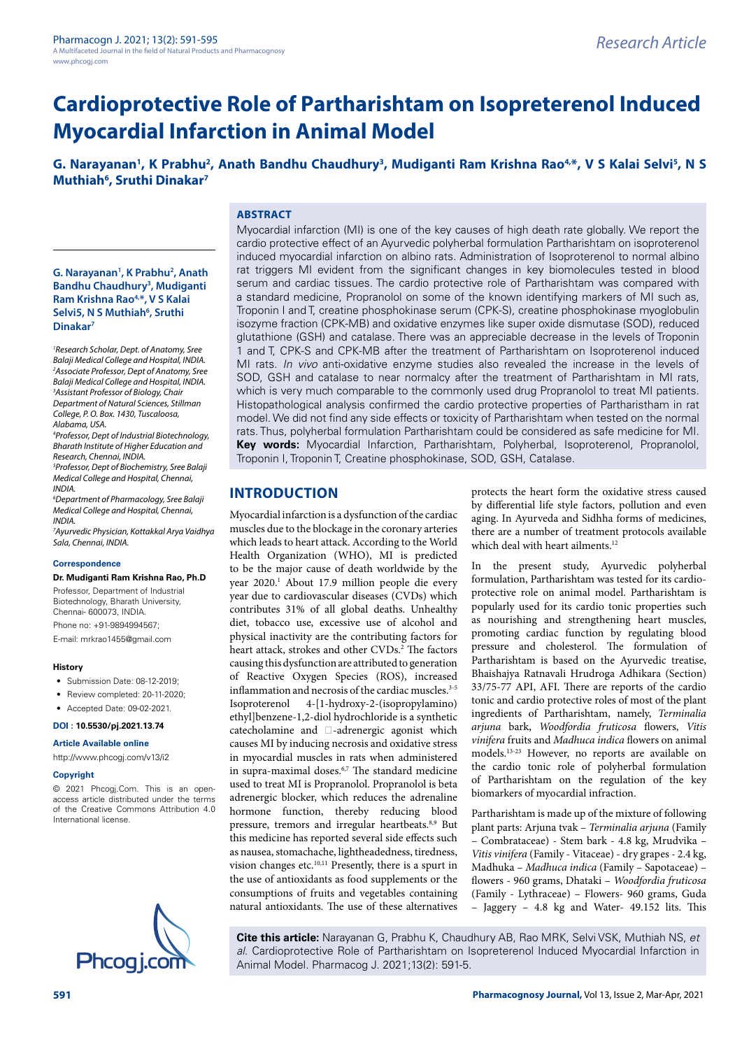# Cardioprotective Role of Partharishtam on Isopreterenol Induced Myocardial Infarction in Animal Model

**G. Narayanan[1], K Prabhu[2], Anath Bandhu Chaudhury[3], Mudiganti Ram Krishna Rao[4,*], V S Kalai Selvi[5], N S Muthiah[6], Sruthi Dinakar[7]**

## ABSTRACT

Myocardial infarction (MI) is one of the key causes of high death rate globally. We report the cardio protective effect of an Ayurvedic polyherbal formulation Partharishtam on isoproterenol induced myocardial infarction on albino rats. Administration of Isoproterenol to normal albino rat triggers MI evident from the significant changes in key biomolecules tested in blood serum and cardiac tissues. The cardio protective role of Partharishtam was compared with a standard medicine, Propranolol on some of the known identifying markers of MI such as, Troponin I and T, creatine phosphokinase serum (CPK-S), creatine phosphokinase myoglobulin isozyme fraction (CPK-MB) and oxidative enzymes like super oxide dismutase (SOD), reduced glutathione (GSH) and catalase. There was an appreciable decrease in the levels of Troponin 1 and T, CPK-S and CPK-MB after the treatment of Partharishtam on Isoproterenol induced MI rats. *In vivo* anti-oxidative enzyme studies also revealed the increase in the levels of SOD, GSH and catalase to near normalcy after the treatment of Partharishtam in MI rats, which is very much comparable to the commonly used drug Propranolol to treat MI patients. Histopathological analysis confirmed the cardio protective properties of Partharistham in rat model. We did not find any side effects or toxicity of Partharishtam when tested on the normal rats. Thus, polyherbal formulation Partharishtam could be considered as safe medicine for MI.

**Key words:** Myocardial Infarction, Partharishtam, Polyherbal, Isoproterenol, Propranolol, Troponin I, Troponin T, Creatine phosphokinase, SOD, GSH, Catalase.

**G. Narayanan[1], K Prabhu[2], Anath Bandhu Chaudhury[3], Mudiganti Ram Krishna Rao[4,*], V S Kalai Selvi5, N S Muthiah[6], Sruthi Dinakar[7]**

*[1]Research Scholar, Dept. of Anatomy, Sree Balaji Medical College and Hospital, INDIA.*
*[2]Associate Professor, Dept of Anatomy, Sree Balaji Medical College and Hospital, INDIA.*
*[3]Assistant Professor of Biology, Chair Department of Natural Sciences, Stillman College, P. O. Box. 1430, Tuscaloosa, Alabama, USA.*
*[4]Professor, Dept of Industrial Biotechnology, Bharath Institute of Higher Education and Research, Chennai, INDIA.*
*[5]Professor, Dept of Biochemistry, Sree Balaji Medical College and Hospital, Chennai, INDIA.*
*[6]Department of Pharmacology, Sree Balaji Medical College and Hospital, Chennai, INDIA.*
*[7]Ayurvedic Physician, Kottakkal Arya Vaidhya Sala, Chennai, INDIA.*

**Correspondence**

**Dr. Mudiganti Ram Krishna Rao, Ph.D**

Professor, Department of Industrial Biotechnology, Bharath University, Chennai- 600073, INDIA.

Phone no: +91-9894994567;

E-mail: mrkrao1455@gmail.com

**History**

- Submission Date: 08-12-2019;
- Review completed: 20-11-2020;
- Accepted Date: 09-02-2021.

**DOI : 10.5530/pj.2021.13.74**

**Article Available online**

http://www.phcogj.com/v13/i2

**Copyright**

© 2021 Phcogj.Com. This is an open-access article distributed under the terms of the Creative Commons Attribution 4.0 International license.

## INTRODUCTION

Myocardial infarction is a dysfunction of the cardiac muscles due to the blockage in the coronary arteries which leads to heart attack. According to the World Health Organization (WHO), MI is predicted to be the major cause of death worldwide by the year 2020.[1] About 17.9 million people die every year due to cardiovascular diseases (CVDs) which contributes 31% of all global deaths. Unhealthy diet, tobacco use, excessive use of alcohol and physical inactivity are the contributing factors for heart attack, strokes and other CVDs.[2] The factors causing this dysfunction are attributed to generation of Reactive Oxygen Species (ROS), increased inflammation and necrosis of the cardiac muscles.[3-5] Isoproterenol 4-[1-hydroxy-2-(isopropylamino) ethyl]benzene-1,2-diol hydrochloride is a synthetic catecholamine and □-adrenergic agonist which causes MI by inducing necrosis and oxidative stress in myocardial muscles in rats when administered in supra-maximal doses.[6,7] The standard medicine used to treat MI is Propranolol. Propranolol is beta adrenergic blocker, which reduces the adrenaline hormone function, thereby reducing blood pressure, tremors and irregular heartbeats.[8,9] But this medicine has reported several side effects such as nausea, stomachache, lightheadedness, tiredness, vision changes etc.[10,11] Presently, there is a spurt in the use of antioxidants as food supplements or the consumptions of fruits and vegetables containing natural antioxidants. The use of these alternatives protects the heart form the oxidative stress caused by differential life style factors, pollution and even aging. In Ayurveda and Sidhha forms of medicines, there are a number of treatment protocols available which deal with heart ailments.[12]

In the present study, Ayurvedic polyherbal formulation, Partharishtam was tested for its cardio-protective role on animal model. Partharishtam is popularly used for its cardio tonic properties such as nourishing and strengthening heart muscles, promoting cardiac function by regulating blood pressure and cholesterol. The formulation of Partharishtam is based on the Ayurvedic treatise, Bhaishajya Ratnavali Hrudroga Adhikara (Section) 33/75-77 API, AFI. There are reports of the cardio tonic and cardio protective roles of most of the plant ingredients of Partharishtam, namely, *Terminalia arjuna* bark, *Woodfordia fruticosa* flowers, *Vitis vinifera* fruits and *Madhuca indica* flowers on animal models.[13-23] However, no reports are available on the cardio tonic role of polyherbal formulation of Partharishtam on the regulation of the key biomarkers of myocardial infraction.

Partharishtam is made up of the mixture of following plant parts: Arjuna tvak – *Terminalia arjuna* (Family – Combrataceae) - Stem bark - 4.8 kg, Mrudvika – *Vitis vinifera* (Family - Vitaceae) - dry grapes - 2.4 kg, Madhuka – *Madhuca indica* (Family – Sapotaceae) – flowers - 960 grams, Dhataki – *Woodfordia fruticosa* (Family - Lythraceae) – Flowers- 960 grams, Guda – Jaggery – 4.8 kg and Water- 49.152 lits. This

**Cite this article:** Narayanan G, Prabhu K, Chaudhury AB, Rao MRK, Selvi VSK, Muthiah NS, *et al.* Cardioprotective Role of Partharishtam on Isopreterenol Induced Myocardial Infarction in Animal Model. Pharmacog J. 2021;13(2): 591-5.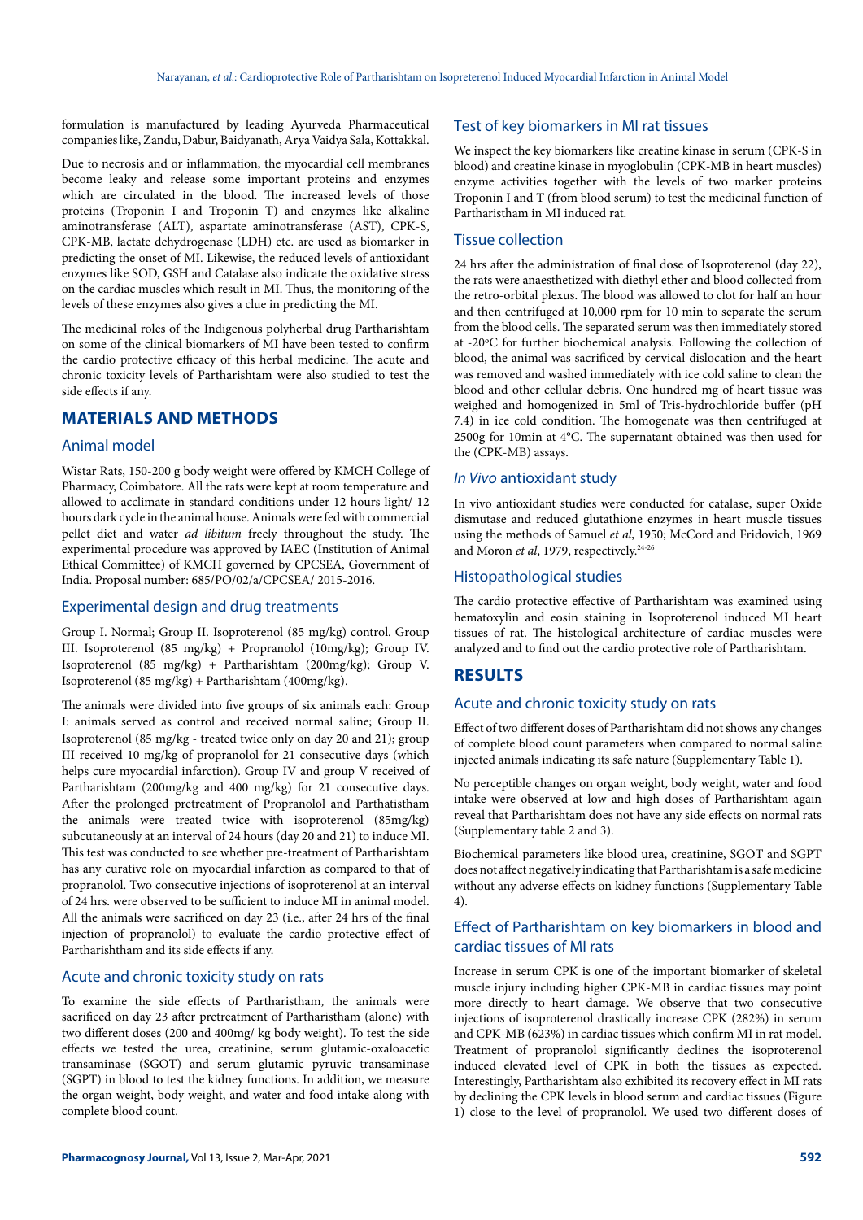formulation is manufactured by leading Ayurveda Pharmaceutical companies like, Zandu, Dabur, Baidyanath, Arya Vaidya Sala, Kottakkal.

Due to necrosis and or inflammation, the myocardial cell membranes become leaky and release some important proteins and enzymes which are circulated in the blood. The increased levels of those proteins (Troponin I and Troponin T) and enzymes like alkaline aminotransferase (ALT), aspartate aminotransferase (AST), CPK-S, CPK-MB, lactate dehydrogenase (LDH) etc. are used as biomarker in predicting the onset of MI. Likewise, the reduced levels of antioxidant enzymes like SOD, GSH and Catalase also indicate the oxidative stress on the cardiac muscles which result in MI. Thus, the monitoring of the levels of these enzymes also gives a clue in predicting the MI.

The medicinal roles of the Indigenous polyherbal drug Partharishtam on some of the clinical biomarkers of MI have been tested to confirm the cardio protective efficacy of this herbal medicine. The acute and chronic toxicity levels of Partharishtam were also studied to test the side effects if any.

## MATERIALS AND METHODS

### Animal model

Wistar Rats, 150-200 g body weight were offered by KMCH College of Pharmacy, Coimbatore. All the rats were kept at room temperature and allowed to acclimate in standard conditions under 12 hours light/ 12 hours dark cycle in the animal house. Animals were fed with commercial pellet diet and water *ad libitum* freely throughout the study. The experimental procedure was approved by IAEC (Institution of Animal Ethical Committee) of KMCH governed by CPCSEA, Government of India. Proposal number: 685/PO/02/a/CPCSEA/ 2015-2016.

### Experimental design and drug treatments

Group I. Normal; Group II. Isoproterenol (85 mg/kg) control. Group III. Isoproterenol (85 mg/kg) + Propranolol (10mg/kg); Group IV. Isoproterenol (85 mg/kg) + Partharishtam (200mg/kg); Group V. Isoproterenol (85 mg/kg) + Partharishtam (400mg/kg).

The animals were divided into five groups of six animals each: Group I: animals served as control and received normal saline; Group II. Isoproterenol (85 mg/kg - treated twice only on day 20 and 21); group III received 10 mg/kg of propranolol for 21 consecutive days (which helps cure myocardial infarction). Group IV and group V received of Partharishtam (200mg/kg and 400 mg/kg) for 21 consecutive days. After the prolonged pretreatment of Propranolol and Parthatistham the animals were treated twice with isoproterenol (85mg/kg) subcutaneously at an interval of 24 hours (day 20 and 21) to induce MI. This test was conducted to see whether pre-treatment of Partharishtam has any curative role on myocardial infarction as compared to that of propranolol. Two consecutive injections of isoproterenol at an interval of 24 hrs. were observed to be sufficient to induce MI in animal model. All the animals were sacrificed on day 23 (i.e., after 24 hrs of the final injection of propranolol) to evaluate the cardio protective effect of Partharishtham and its side effects if any.

### Acute and chronic toxicity study on rats

To examine the side effects of Partharistham, the animals were sacrificed on day 23 after pretreatment of Partharistham (alone) with two different doses (200 and 400mg/ kg body weight). To test the side effects we tested the urea, creatinine, serum glutamic-oxaloacetic transaminase (SGOT) and serum glutamic pyruvic transaminase (SGPT) in blood to test the kidney functions. In addition, we measure the organ weight, body weight, and water and food intake along with complete blood count.

### Test of key biomarkers in MI rat tissues

We inspect the key biomarkers like creatine kinase in serum (CPK-S in blood) and creatine kinase in myoglobulin (CPK-MB in heart muscles) enzyme activities together with the levels of two marker proteins Troponin I and T (from blood serum) to test the medicinal function of Partharistham in MI induced rat.

### Tissue collection

24 hrs after the administration of final dose of Isoproterenol (day 22), the rats were anaesthetized with diethyl ether and blood collected from the retro-orbital plexus. The blood was allowed to clot for half an hour and then centrifuged at 10,000 rpm for 10 min to separate the serum from the blood cells. The separated serum was then immediately stored at -20°C for further biochemical analysis. Following the collection of blood, the animal was sacrificed by cervical dislocation and the heart was removed and washed immediately with ice cold saline to clean the blood and other cellular debris. One hundred mg of heart tissue was weighed and homogenized in 5ml of Tris-hydrochloride buffer (pH 7.4) in ice cold condition. The homogenate was then centrifuged at 2500g for 10min at 4°C. The supernatant obtained was then used for the (CPK-MB) assays.

### *In Vivo* antioxidant study

In vivo antioxidant studies were conducted for catalase, super Oxide dismutase and reduced glutathione enzymes in heart muscle tissues using the methods of Samuel *et al*, 1950; McCord and Fridovich, 1969 and Moron *et al*, 1979, respectively.[24-26]

### Histopathological studies

The cardio protective effective of Partharishtam was examined using hematoxylin and eosin staining in Isoproterenol induced MI heart tissues of rat. The histological architecture of cardiac muscles were analyzed and to find out the cardio protective role of Partharishtam.

## RESULTS

### Acute and chronic toxicity study on rats

Effect of two different doses of Partharishtam did not shows any changes of complete blood count parameters when compared to normal saline injected animals indicating its safe nature (Supplementary Table 1).

No perceptible changes on organ weight, body weight, water and food intake were observed at low and high doses of Partharishtam again reveal that Partharishtam does not have any side effects on normal rats (Supplementary table 2 and 3).

Biochemical parameters like blood urea, creatinine, SGOT and SGPT does not affect negatively indicating that Partharishtam is a safe medicine without any adverse effects on kidney functions (Supplementary Table 4).

### Effect of Partharishtam on key biomarkers in blood and cardiac tissues of MI rats

Increase in serum CPK is one of the important biomarker of skeletal muscle injury including higher CPK-MB in cardiac tissues may point more directly to heart damage. We observe that two consecutive injections of isoproterenol drastically increase CPK (282%) in serum and CPK-MB (623%) in cardiac tissues which confirm MI in rat model. Treatment of propranolol significantly declines the isoproterenol induced elevated level of CPK in both the tissues as expected. Interestingly, Partharishtam also exhibited its recovery effect in MI rats by declining the CPK levels in blood serum and cardiac tissues (Figure 1) close to the level of propranolol. We used two different doses of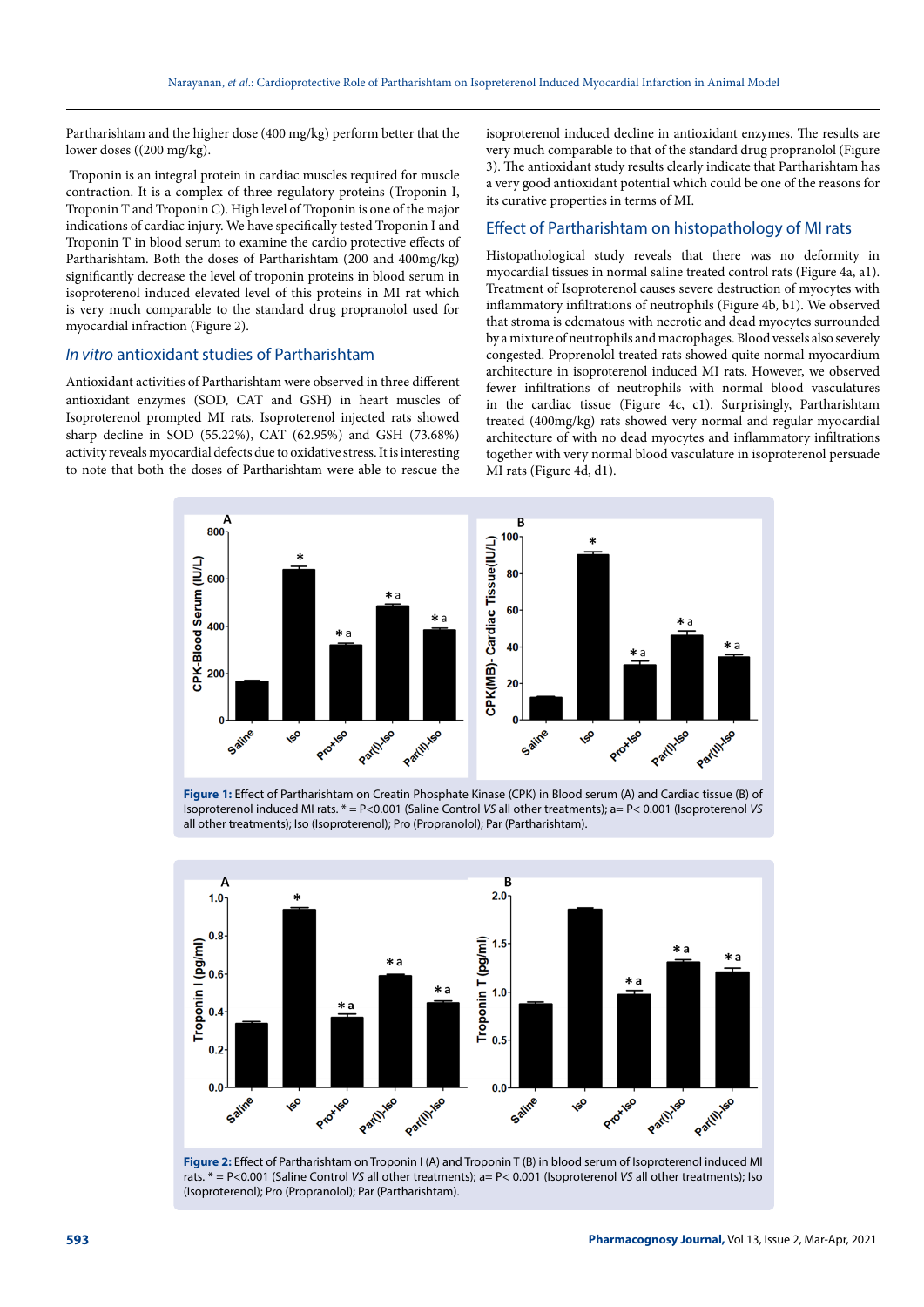Partharishtam and the higher dose (400 mg/kg) perform better that the lower doses ((200 mg/kg).

Troponin is an integral protein in cardiac muscles required for muscle contraction. It is a complex of three regulatory proteins (Troponin I, Troponin T and Troponin C). High level of Troponin is one of the major indications of cardiac injury. We have specifically tested Troponin I and Troponin T in blood serum to examine the cardio protective effects of Partharishtam. Both the doses of Partharishtam (200 and 400mg/kg) significantly decrease the level of troponin proteins in blood serum in isoproterenol induced elevated level of this proteins in MI rat which is very much comparable to the standard drug propranolol used for myocardial infraction (Figure 2).

## *In vitro* antioxidant studies of Partharishtam

Antioxidant activities of Partharishtam were observed in three different antioxidant enzymes (SOD, CAT and GSH) in heart muscles of Isoproterenol prompted MI rats. Isoproterenol injected rats showed sharp decline in SOD (55.22%), CAT (62.95%) and GSH (73.68%) activity reveals myocardial defects due to oxidative stress. It is interesting to note that both the doses of Partharishtam were able to rescue the isoproterenol induced decline in antioxidant enzymes. The results are very much comparable to that of the standard drug propranolol (Figure 3). The antioxidant study results clearly indicate that Partharishtam has a very good antioxidant potential which could be one of the reasons for its curative properties in terms of MI.

## Effect of Partharishtam on histopathology of MI rats

Histopathological study reveals that there was no deformity in myocardial tissues in normal saline treated control rats (Figure 4a, a1). Treatment of Isoproterenol causes severe destruction of myocytes with inflammatory infiltrations of neutrophils (Figure 4b, b1). We observed that stroma is edematous with necrotic and dead myocytes surrounded by a mixture of neutrophils and macrophages. Blood vessels also severely congested. Proprenolol treated rats showed quite normal myocardium architecture in isoproterenol induced MI rats. However, we observed fewer infiltrations of neutrophils with normal blood vasculatures in the cardiac tissue (Figure 4c, c1). Surprisingly, Partharishtam treated (400mg/kg) rats showed very normal and regular myocardial architecture of with no dead myocytes and inflammatory infiltrations together with very normal blood vasculature in isoproterenol persuade MI rats (Figure 4d, d1).

**Figure 1:** Effect of Partharishtam on Creatin Phosphate Kinase (CPK) in Blood serum (A) and Cardiac tissue (B) of Isoproterenol induced MI rats. * = P<0.001 (Saline Control *VS* all other treatments); a= P< 0.001 (Isoproterenol *VS* all other treatments); Iso (Isoproterenol); Pro (Propranolol); Par (Partharishtam).

**Figure 2:** Effect of Partharishtam on Troponin I (A) and Troponin T (B) in blood serum of Isoproterenol induced MI rats. * = P<0.001 (Saline Control *VS* all other treatments); a= P< 0.001 (Isoproterenol *VS* all other treatments); Iso (Isoproterenol); Pro (Propranolol); Par (Partharishtam).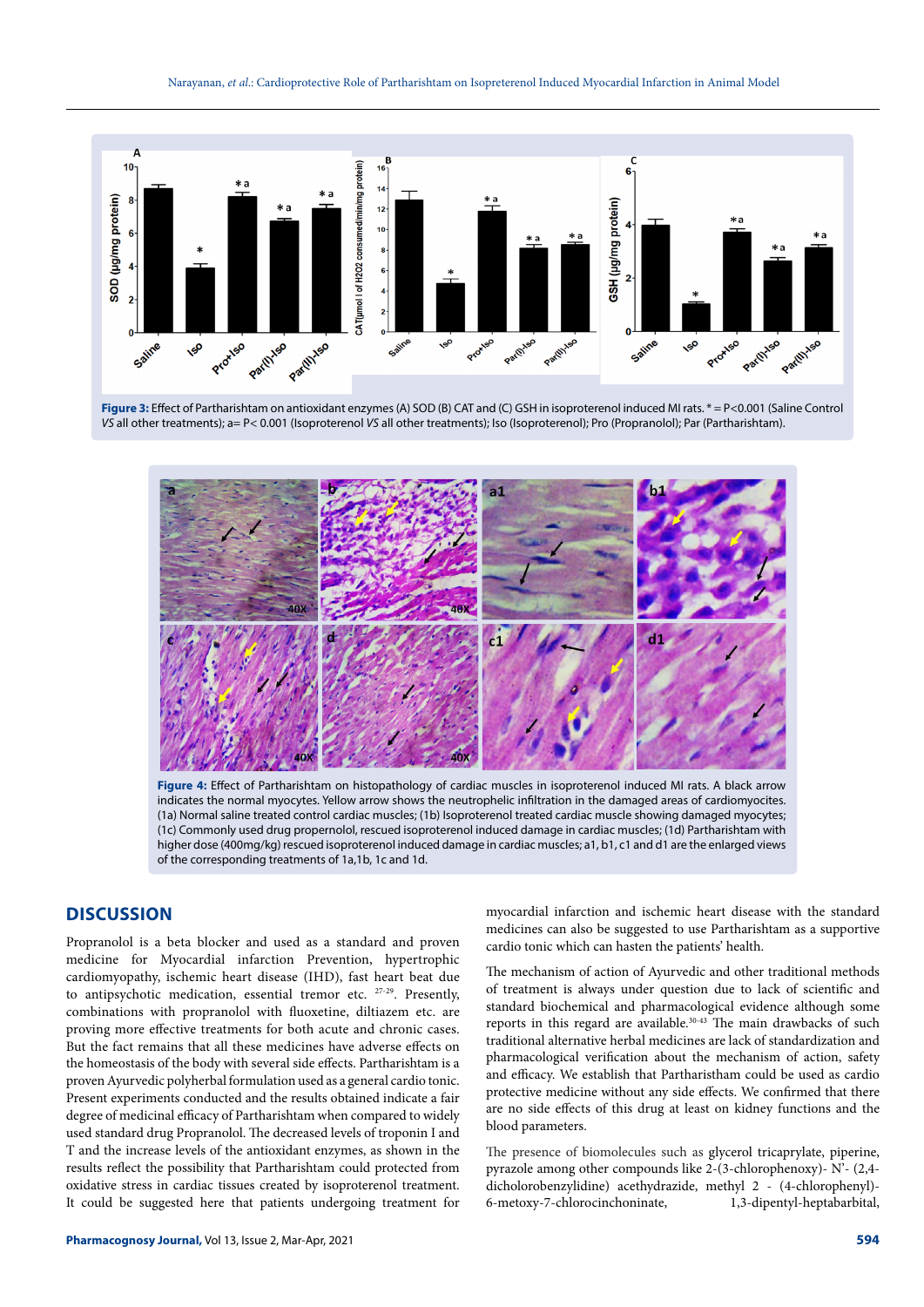**Figure 3:** Effect of Partharishtam on antioxidant enzymes (A) SOD (B) CAT and (C) GSH in isoproterenol induced MI rats. * = P<0.001 (Saline Control *VS* all other treatments); a= P< 0.001 (Isoproterenol *VS* all other treatments); Iso (Isoproterenol); Pro (Propranolol); Par (Partharishtam).

**Figure 4:** Effect of Partharishtam on histopathology of cardiac muscles in isoproterenol induced MI rats. A black arrow indicates the normal myocytes. Yellow arrow shows the neutrophelic infiltration in the damaged areas of cardiomyocites. (1a) Normal saline treated control cardiac muscles; (1b) Isoproterenol treated cardiac muscle showing damaged myocytes; (1c) Commonly used drug propernolol, rescued isoproterenol induced damage in cardiac muscles; (1d) Partharishtam with higher dose (400mg/kg) rescued isoproterenol induced damage in cardiac muscles; a1, b1, c1 and d1 are the enlarged views of the corresponding treatments of 1a,1b, 1c and 1d.

## DISCUSSION

Propranolol is a beta blocker and used as a standard and proven medicine for Myocardial infarction Prevention, hypertrophic cardiomyopathy, ischemic heart disease (IHD), fast heart beat due to antipsychotic medication, essential tremor etc. [27-29]. Presently, combinations with propranolol with fluoxetine, diltiazem etc. are proving more effective treatments for both acute and chronic cases. But the fact remains that all these medicines have adverse effects on the homeostasis of the body with several side effects. Partharishtam is a proven Ayurvedic polyherbal formulation used as a general cardio tonic. Present experiments conducted and the results obtained indicate a fair degree of medicinal efficacy of Partharishtam when compared to widely used standard drug Propranolol. The decreased levels of troponin I and T and the increase levels of the antioxidant enzymes, as shown in the results reflect the possibility that Partharishtam could protected from oxidative stress in cardiac tissues created by isoproterenol treatment. It could be suggested here that patients undergoing treatment for myocardial infarction and ischemic heart disease with the standard medicines can also be suggested to use Partharishtam as a supportive cardio tonic which can hasten the patients' health.

The mechanism of action of Ayurvedic and other traditional methods of treatment is always under question due to lack of scientific and standard biochemical and pharmacological evidence although some reports in this regard are available.[30-43] The main drawbacks of such traditional alternative herbal medicines are lack of standardization and pharmacological verification about the mechanism of action, safety and efficacy. We establish that Partharistham could be used as cardio protective medicine without any side effects. We confirmed that there are no side effects of this drug at least on kidney functions and the blood parameters.

The presence of biomolecules such as glycerol tricaprylate, piperine, pyrazole among other compounds like 2-(3-chlorophenoxy)- N'- (2,4-dicholorobenzylidine) acethydrazide, methyl 2 - (4-chlorophenyl)-6-metoxy-7-chlorocinchoninate, 1,3-dipentyl-heptabarbital,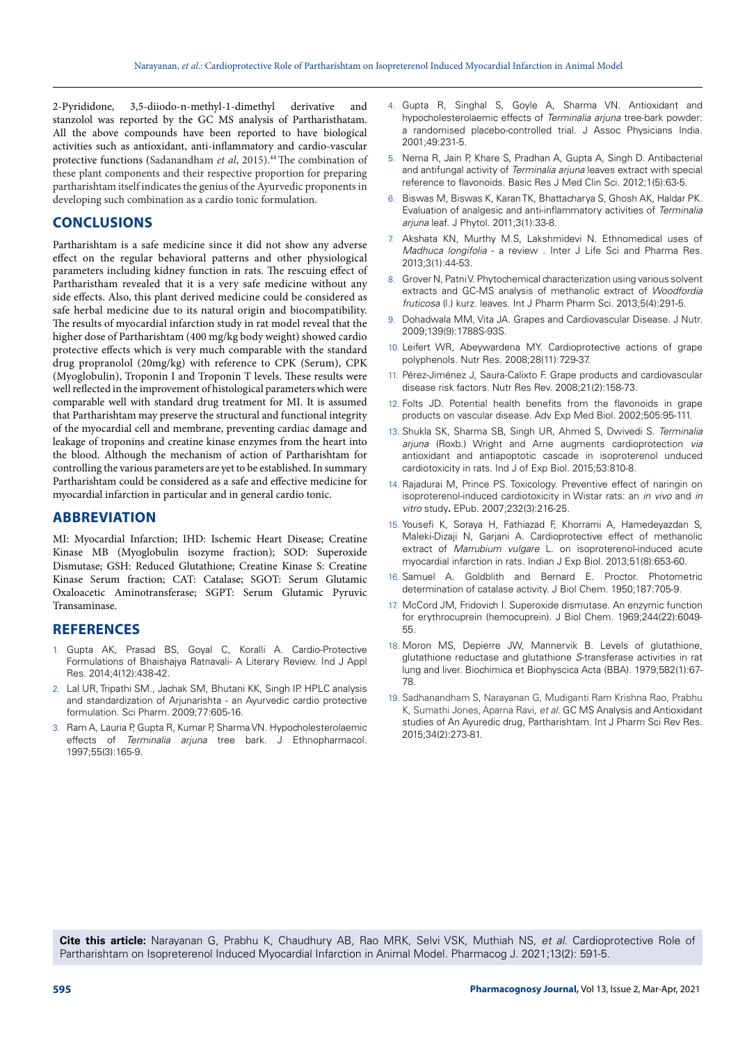2-Pyrididone, 3,5-diiodo-n-methyl-1-dimethyl derivative and stanzolol was reported by the GC MS analysis of Partharisthatam. All the above compounds have been reported to have biological activities such as antioxidant, anti-inflammatory and cardio-vascular protective functions (Sadanandham *et al*, 2015).[44] The combination of these plant components and their respective proportion for preparing partharishtam itself indicates the genius of the Ayurvedic proponents in developing such combination as a cardio tonic formulation.

## CONCLUSIONS

Partharishtam is a safe medicine since it did not show any adverse effect on the regular behavioral patterns and other physiological parameters including kidney function in rats. The rescuing effect of Partharistham revealed that it is a very safe medicine without any side effects. Also, this plant derived medicine could be considered as safe herbal medicine due to its natural origin and biocompatibility. The results of myocardial infarction study in rat model reveal that the higher dose of Partharishtam (400 mg/kg body weight) showed cardio protective effects which is very much comparable with the standard drug propranolol (20mg/kg) with reference to CPK (Serum), CPK (Myoglobulin), Troponin I and Troponin T levels. These results were well reflected in the improvement of histological parameters which were comparable well with standard drug treatment for MI. It is assumed that Partharishtam may preserve the structural and functional integrity of the myocardial cell and membrane, preventing cardiac damage and leakage of troponins and creatine kinase enzymes from the heart into the blood. Although the mechanism of action of Partharishtam for controlling the various parameters are yet to be established. In summary Partharishtam could be considered as a safe and effective medicine for myocardial infarction in particular and in general cardio tonic.

## ABBREVIATION

MI: Myocardial Infarction; IHD: Ischemic Heart Disease; Creatine Kinase MB (Myoglobulin isozyme fraction); SOD: Superoxide Dismutase; GSH: Reduced Glutathione; Creatine Kinase S: Creatine Kinase Serum fraction; CAT: Catalase; SGOT: Serum Glutamic Oxaloacetic Aminotransferase; SGPT: Serum Glutamic Pyruvic Transaminase.

## REFERENCES

1. Gupta AK, Prasad BS, Goyal C, Koralli A. Cardio-Protective Formulations of Bhaishajya Ratnavali- A Literary Review. Ind J Appl Res. 2014;4(12):438-42.
2. Lal UR, Tripathi SM., Jachak SM, Bhutani KK, Singh IP. HPLC analysis and standardization of Arjunarishta - an Ayurvedic cardio protective formulation. Sci Pharm. 2009;77:605-16.
3. Ram A, Lauria P, Gupta R, Kumar P, Sharma VN. Hypocholesterolaemic effects of *Terminalia arjuna* tree bark. J Ethnopharmacol. 1997;55(3):165-9.
4. Gupta R, Singhal S, Goyle A, Sharma VN. Antioxidant and hypocholesterolaemic effects of *Terminalia arjuna* tree-bark powder: a randomised placebo-controlled trial. J Assoc Physicians India. 2001;49:231-5.
5. Nema R, Jain P, Khare S, Pradhan A, Gupta A, Singh D. Antibacterial and antifungal activity of *Terminalia arjuna* leaves extract with special reference to flavonoids. Basic Res J Med Clin Sci. 2012;1(5):63-5.
6. Biswas M, Biswas K, Karan TK, Bhattacharya S, Ghosh AK, Haldar PK. Evaluation of analgesic and anti-inflammatory activities of *Terminalia arjuna* leaf. J Phytol. 2011;3(1):33-8.
7. Akshata KN, Murthy M.S, Lakshmidevi N. Ethnomedical uses of *Madhuca longifolia* - a review . Inter J Life Sci and Pharma Res. 2013;3(1):44-53.
8. Grover N, Patni V. Phytochemical characterization using various solvent extracts and GC-MS analysis of methanolic extract of *Woodfordia fruticosa* (l.) kurz. leaves. Int J Pharm Pharm Sci. 2013;5(4):291-5.
9. Dohadwala MM, Vita JA. Grapes and Cardiovascular Disease. J Nutr. 2009;139(9):1788S-93S.
10. Leifert WR, Abeywardena MY. Cardioprotective actions of grape polyphenols. Nutr Res. 2008;28(11):729-37.
11. Pérez-Jiménez J, Saura-Calixto F. Grape products and cardiovascular disease risk factors. Nutr Res Rev. 2008;21(2):158-73.
12. Folts JD. Potential health benefits from the flavonoids in grape products on vascular disease. Adv Exp Med Biol. 2002;505:95-111.
13. Shukla SK, Sharma SB, Singh UR, Ahmed S, Dwivedi S. *Terminalia arjuna* (Roxb.) Wright and Arne augments cardioprotection *via* antioxidant and antiapoptotic cascade in isoproterenol unduced cardiotoxicity in rats. Ind J of Exp Biol. 2015;53:810-8.
14. Rajadurai M, Prince PS. Toxicology. Preventive effect of naringin on isoproterenol-induced cardiotoxicity in Wistar rats: an *in vivo* and *in vitro* study**.** EPub. 2007;232(3):216-25.
15. Yousefi K, Soraya H, Fathiazad F, Khorrami A, Hamedeyazdan S, Maleki-Dizaji N, Garjani A. Cardioprotective effect of methanolic extract of *Marrubium vulgare* L. on isoproterenol-induced acute myocardial infarction in rats. Indian J Exp Biol. 2013;51(8):653-60.
16. Samuel A. Goldblith and Bernard E. Proctor. Photometric determination of catalase activity. J Biol Chem. 1950;187:705-9.
17. McCord JM, Fridovich I. Superoxide dismutase. An enzymic function for erythrocuprein (hemocuprein). J Biol Chem. 1969;244(22):6049-55.
18. Moron MS, Depierre JW, Mannervik B. Levels of glutathione, glutathione reductase and glutathione *S*-transferase activities in rat lung and liver. Biochimica et Biophyscica Acta (BBA). 1979;582(1):67-78.
19. Sadhanandham S, Narayanan G, Mudiganti Ram Krishna Rao, Prabhu K, Sumathi Jones, Aparna Ravi, *et al.* GC MS Analysis and Antioxidant studies of An Ayuredic drug, Partharishtam. Int J Pharm Sci Rev Res. 2015;34(2):273-81.

**Cite this article:** Narayanan G, Prabhu K, Chaudhury AB, Rao MRK, Selvi VSK, Muthiah NS, *et al*. Cardioprotective Role of Partharishtam on Isopreterenol Induced Myocardial Infarction in Animal Model. Pharmacog J. 2021;13(2): 591-5.